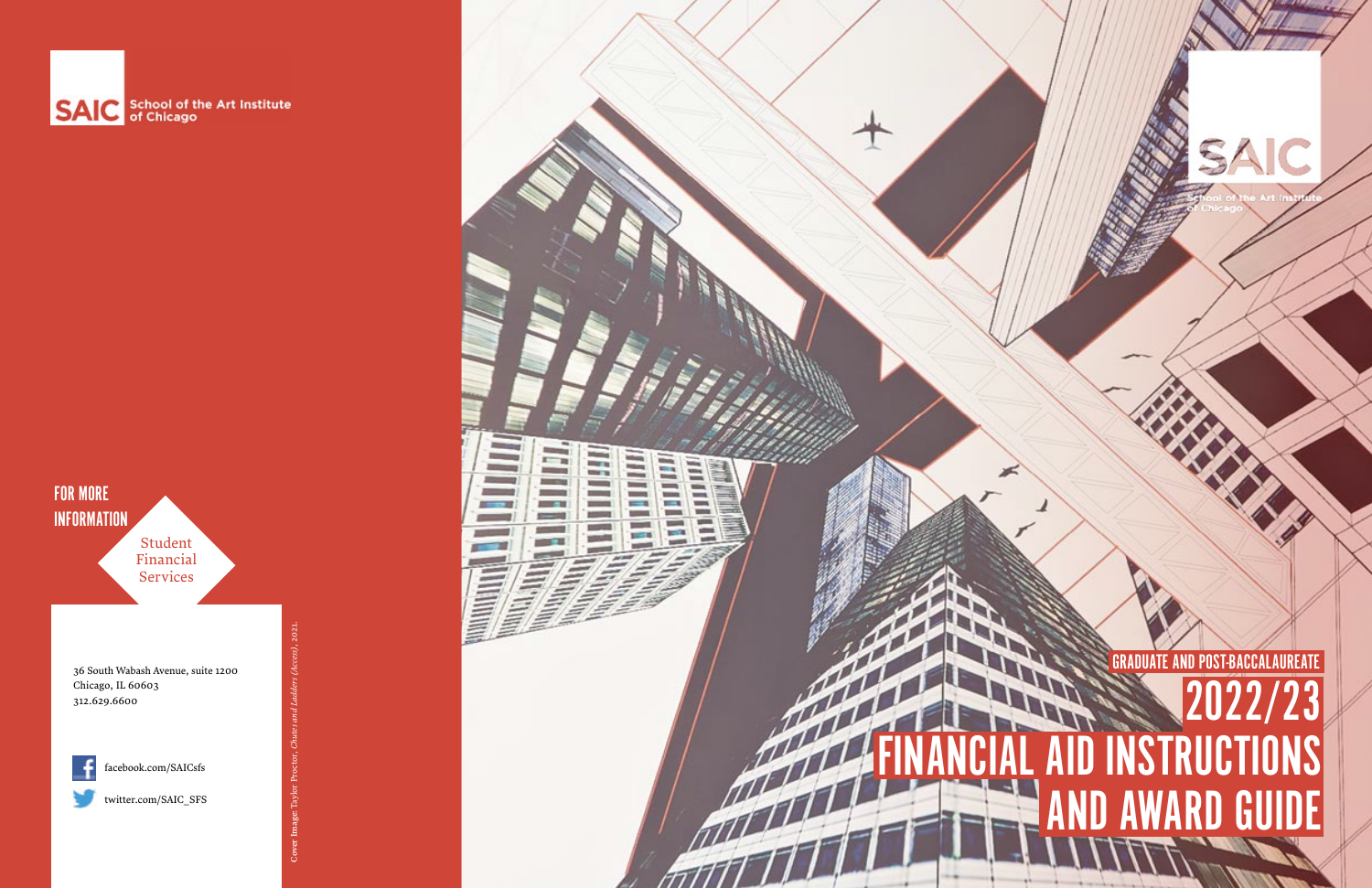SAIC School of the Art Institute of Chicago

FOR MORE INFORMATION

Student Financial Services

36 South Wabash Avenue, suite 1200
Chicago, IL 60603
312.629.6600

facebook.com/SAICsfs

twitter.com/SAIC_SFS

Cover Image: Taylor Proctor, *Chutes and Ladders (Access)*, 2021.

SAIC School of the Art Institute of Chicago

GRADUATE AND POST-BACCALAUREATE

# 2022/23 FINANCIAL AID INSTRUCTIONS AND AWARD GUIDE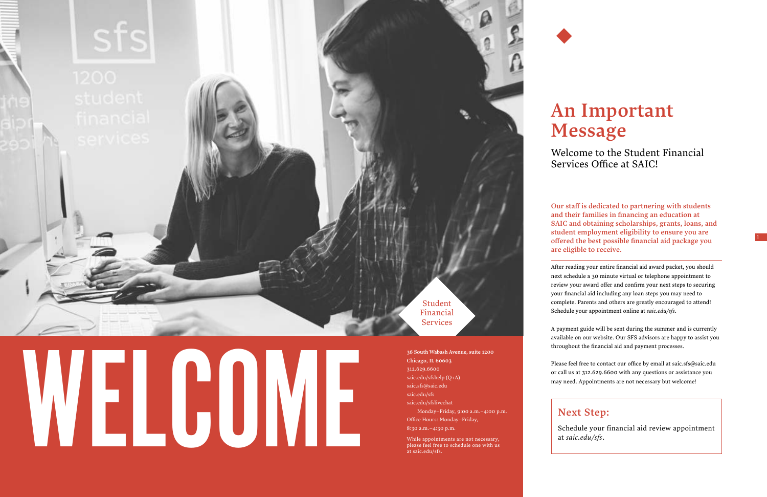# WELCOME

Student Financial Services

**36 South Wabash Avenue, suite 1200**
**Chicago, IL 60603**
312.629.6600
saic.edu/sfshelp (Q+A)
saic.sfs@saic.edu
saic.edu/sfs
saic.edu/sfslivechat
Monday–Friday, 9:00 a.m.–4:00 p.m.
Office Hours: Monday–Friday,
8:30 a.m.–4:30 p.m.

While appointments are not necessary, please feel free to schedule one with us at saic.edu/sfs.

# An Important Message

## Welcome to the Student Financial Services Office at SAIC!

**Our staff is dedicated to partnering with students and their families in financing an education at SAIC and obtaining scholarships, grants, loans, and student employment eligibility to ensure you are offered the best possible financial aid package you are eligible to receive.**

After reading your entire financial aid award packet, you should next schedule a 30 minute virtual or telephone appointment to review your award offer and confirm your next steps to securing your financial aid including any loan steps you may need to complete. Parents and others are greatly encouraged to attend! Schedule your appointment online at *saic.edu/sfs*.

A payment guide will be sent during the summer and is currently available on our website. Our SFS advisors are happy to assist you throughout the financial aid and payment processes.

Please feel free to contact our office by email at saic.sfs@saic.edu or call us at 312.629.6600 with any questions or assistance you may need. Appointments are not necessary but welcome!

### Next Step:

Schedule your financial aid review appointment at *saic.edu/sfs*.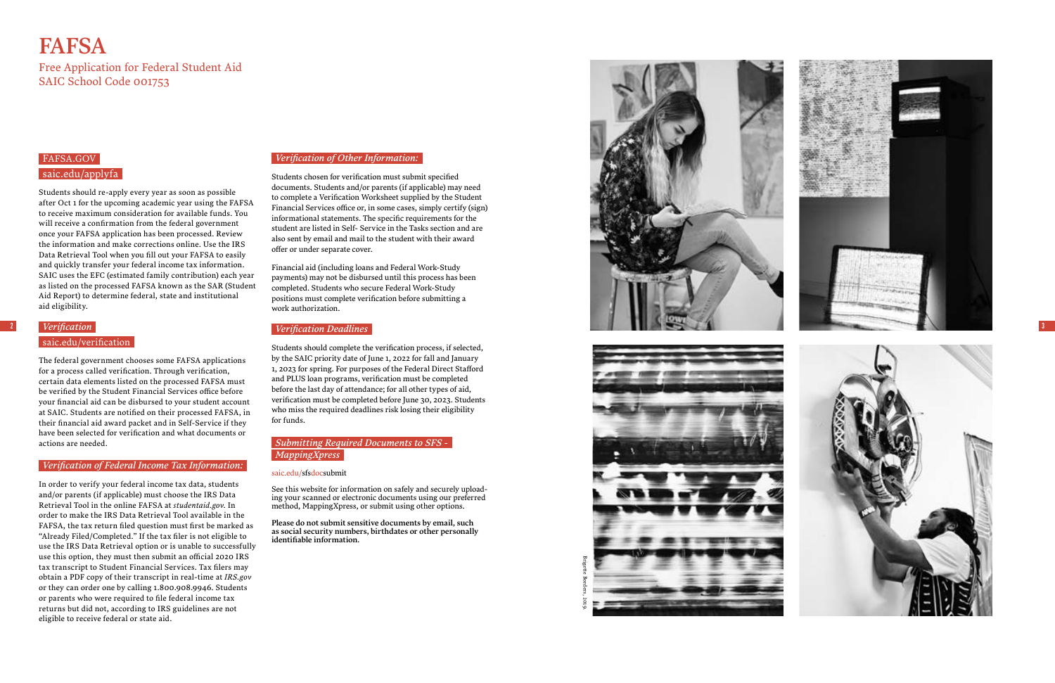# FAFSA

Free Application for Federal Student Aid
SAIC School Code 001753

FAFSA.GOV
saic.edu/applyfa

Students should re-apply every year as soon as possible after Oct 1 for the upcoming academic year using the FAFSA to receive maximum consideration for available funds. You will receive a confirmation from the federal government once your FAFSA application has been processed. Review the information and make corrections online. Use the IRS Data Retrieval Tool when you fill out your FAFSA to easily and quickly transfer your federal income tax information. SAIC uses the EFC (estimated family contribution) each year as listed on the processed FAFSA known as the SAR (Student Aid Report) to determine federal, state and institutional aid eligibility.

## *Verification*

saic.edu/verification

The federal government chooses some FAFSA applications for a process called verification. Through verification, certain data elements listed on the processed FAFSA must be verified by the Student Financial Services office before your financial aid can be disbursed to your student account at SAIC. Students are notified on their processed FAFSA, in their financial aid award packet and in Self-Service if they have been selected for verification and what documents or actions are needed.

### *Verification of Federal Income Tax Information:*

In order to verify your federal income tax data, students and/or parents (if applicable) must choose the IRS Data Retrieval Tool in the online FAFSA at *studentaid.gov*. In order to make the IRS Data Retrieval Tool available in the FAFSA, the tax return filed question must first be marked as "Already Filed/Completed." If the tax filer is not eligible to use the IRS Data Retrieval option or is unable to successfully use this option, they must then submit an official 2020 IRS tax transcript to Student Financial Services. Tax filers may obtain a PDF copy of their transcript in real-time at *IRS.gov* or they can order one by calling 1.800.908.9946. Students or parents who were required to file federal income tax returns but did not, according to IRS guidelines are not eligible to receive federal or state aid.

### *Verification of Other Information:*

Students chosen for verification must submit specified documents. Students and/or parents (if applicable) may need to complete a Verification Worksheet supplied by the Student Financial Services office or, in some cases, simply certify (sign) informational statements. The specific requirements for the student are listed in Self- Service in the Tasks section and are also sent by email and mail to the student with their award offer or under separate cover.

Financial aid (including loans and Federal Work-Study payments) may not be disbursed until this process has been completed. Students who secure Federal Work-Study positions must complete verification before submitting a work authorization.

### *Verification Deadlines*

Students should complete the verification process, if selected, by the SAIC priority date of June 1, 2022 for fall and January 1, 2023 for spring. For purposes of the Federal Direct Stafford and PLUS loan programs, verification must be completed before the last day of attendance; for all other types of aid, verification must be completed before June 30, 2023. Students who miss the required deadlines risk losing their eligibility for funds.

### *Submitting Required Documents to SFS - MappingXpress*

saic.edu/sfsdocsubmit

See this website for information on safely and securely uploading your scanned or electronic documents using our preferred method, MappingXpress, or submit using other options.

**Please do not submit sensitive documents by email, such as social security numbers, birthdates or other personally identifiable information.**

Brigette Borders, 2019.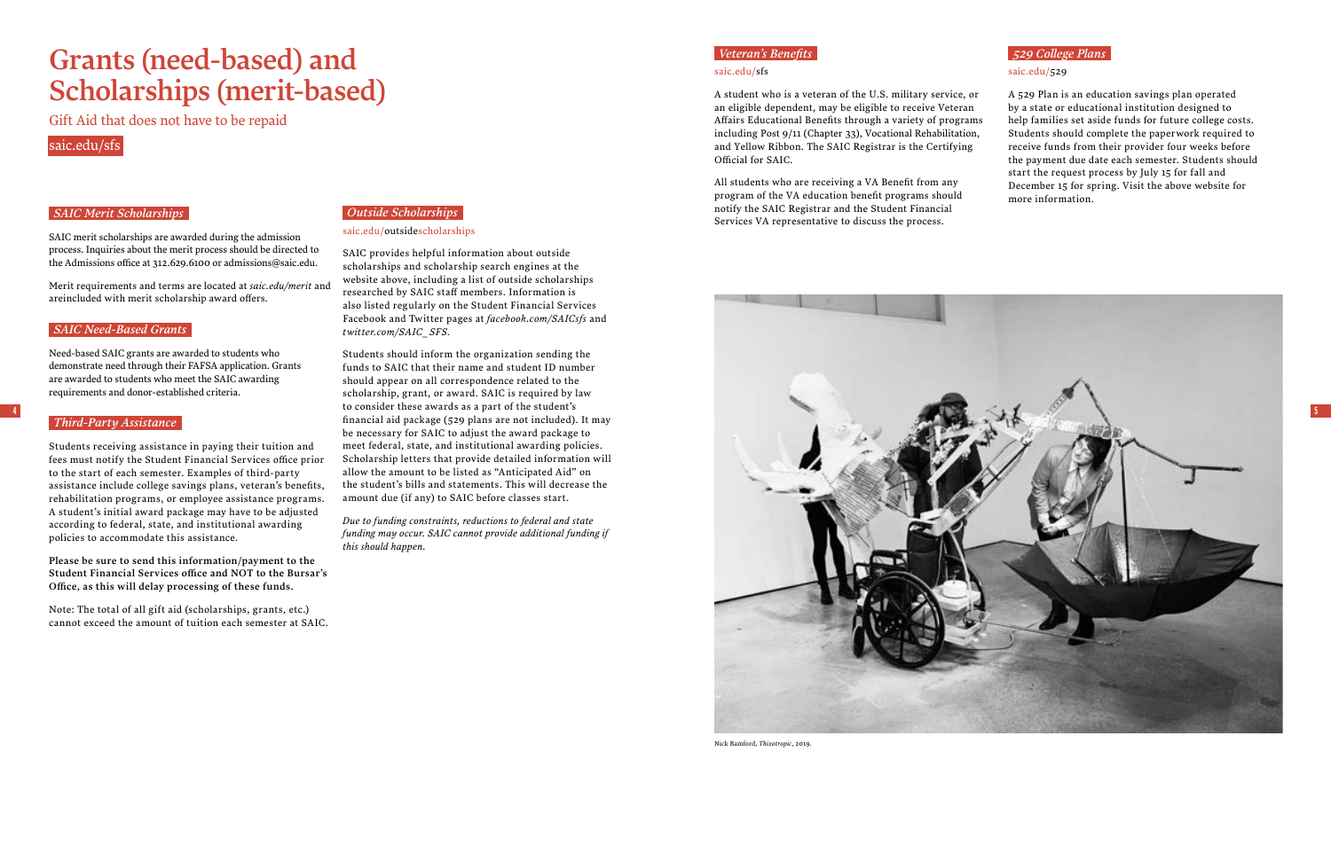# Grants (need-based) and Scholarships (merit-based)

Gift Aid that does not have to be repaid

saic.edu/sfs

## *SAIC Merit Scholarships*

SAIC merit scholarships are awarded during the admission process. Inquiries about the merit process should be directed to the Admissions office at 312.629.6100 or admissions@saic.edu.

Merit requirements and terms are located at *saic.edu/merit* and areincluded with merit scholarship award offers.

## *SAIC Need-Based Grants*

Need-based SAIC grants are awarded to students who demonstrate need through their FAFSA application. Grants are awarded to students who meet the SAIC awarding requirements and donor-established criteria.

## *Third-Party Assistance*

Students receiving assistance in paying their tuition and fees must notify the Student Financial Services office prior to the start of each semester. Examples of third-party assistance include college savings plans, veteran's benefits, rehabilitation programs, or employee assistance programs. A student's initial award package may have to be adjusted according to federal, state, and institutional awarding policies to accommodate this assistance.

**Please be sure to send this information/payment to the Student Financial Services office and NOT to the Bursar's Office, as this will delay processing of these funds.**

Note: The total of all gift aid (scholarships, grants, etc.) cannot exceed the amount of tuition each semester at SAIC.

## *Outside Scholarships*

saic.edu/outsidescholarships

SAIC provides helpful information about outside scholarships and scholarship search engines at the website above, including a list of outside scholarships researched by SAIC staff members. Information is also listed regularly on the Student Financial Services Facebook and Twitter pages at *facebook.com/SAICsfs* and *twitter.com/SAIC_SFS*.

Students should inform the organization sending the funds to SAIC that their name and student ID number should appear on all correspondence related to the scholarship, grant, or award. SAIC is required by law to consider these awards as a part of the student's financial aid package (529 plans are not included). It may be necessary for SAIC to adjust the award package to meet federal, state, and institutional awarding policies. Scholarship letters that provide detailed information will allow the amount to be listed as "Anticipated Aid" on the student's bills and statements. This will decrease the amount due (if any) to SAIC before classes start.

*Due to funding constraints, reductions to federal and state funding may occur. SAIC cannot provide additional funding if this should happen.*

## *Veteran's Benefits*

saic.edu/sfs

A student who is a veteran of the U.S. military service, or an eligible dependent, may be eligible to receive Veteran Affairs Educational Benefits through a variety of programs including Post 9/11 (Chapter 33), Vocational Rehabilitation, and Yellow Ribbon. The SAIC Registrar is the Certifying Official for SAIC.

All students who are receiving a VA Benefit from any program of the VA education benefit programs should notify the SAIC Registrar and the Student Financial Services VA representative to discuss the process.

## *529 College Plans*

saic.edu/529

A 529 Plan is an education savings plan operated by a state or educational institution designed to help families set aside funds for future college costs. Students should complete the paperwork required to receive funds from their provider four weeks before the payment due date each semester. Students should start the request process by July 15 for fall and December 15 for spring. Visit the above website for more information.

Nick Bamford, *Thixotropic*, 2019.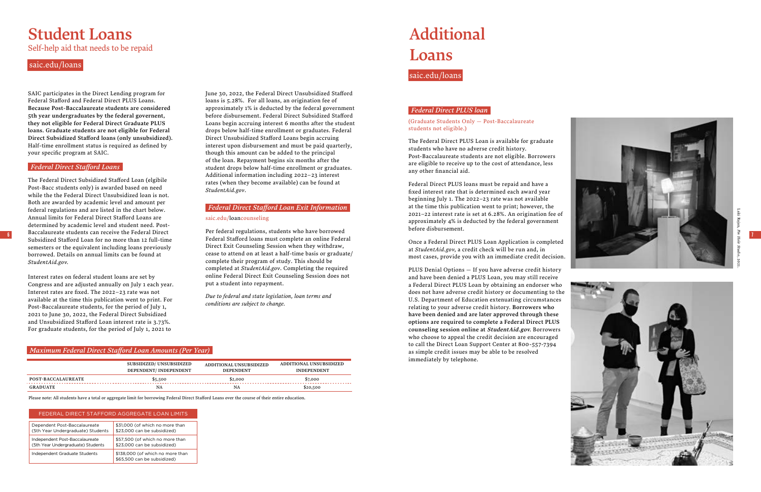# Student Loans

Self-help aid that needs to be repaid

saic.edu/loans

SAIC participates in the Direct Lending program for Federal Stafford and Federal Direct PLUS Loans. **Because Post-Baccalaureate students are considered 5th year undergraduates by the federal governent, they not eligible for Federal Direct Graduate PLUS loans. Graduate students are not eligible for Federal Direct Subsidized Stafford loans (only unsubsidized).** Half-time enrollment status is required as defined by your specific program at SAIC.

## *Federal Direct Stafford Loans*

The Federal Direct Subsidized Stafford Loan (elgibile Post-Bacc students only) is awarded based on need while the the Federal Direct Unsubsidized loan is not. Both are awarded by academic level and amount per federal regulations and are listed in the chart below. Annual limits for Federal Direct Stafford Loans are determined by academic level and student need. Post-Baccalaureate students can receive the Federal Direct Subsidized Stafford Loan for no more than 12 full-time semesters or the equivalent including loans previously borrowed. Details on annual limits can be found at *StudentAid.gov*.

Interest rates on federal student loans are set by Congress and are adjusted annually on July 1 each year. Interest rates are fixed. The 2022–23 rate was not available at the time this publication went to print. For Post-Baccalaureate students, for the period of July 1, 2021 to June 30, 2022, the Federal Direct Subsidized and Unsubsidized Stafford Loan interest rate is 3.73%. For graduate students, for the period of July 1, 2021 to June 30, 2022, the Federal Direct Unsubsidized Stafford loans is 5.28%. For all loans, an origination fee of approximately 1% is deducted by the federal government before disbursement. Federal Direct Subsidized Stafford Loans begin accruing interest 6 months after the student drops below half-time enrollment or graduates. Federal Direct Unsubsidized Stafford Loans begin accruing interest upon disbursement and must be paid quarterly, though this amount can be added to the principal of the loan. Repayment begins six months after the student drops below half-time enrollment or graduates. Additional information including 2022–23 interest rates (when they become available) can be found at *StudentAid.gov*.

## *Federal Direct Stafford Loan Exit Information*

saic.edu/loancounseling

Per federal regulations, students who have borrowed Federal Stafford loans must complete an online Federal Direct Exit Counseling Session when they withdraw, cease to attend on at least a half-time basis or graduate/complete their program of study. This should be completed at *StudentAid.gov*. Completing the required online Federal Direct Exit Counseling Session does not put a student into repayment.

*Due to federal and state legislation, loan terms and conditions are subject to change.*

## *Maximum Federal Direct Stafford Loan Amounts (Per Year)*

| | SUBSIDIZED/ UNSUBSIDIZED DEPENDENT/ INDEPENDENT | ADDITIONAL UNSUBSIDIZED DEPENDENT | ADDITIONAL UNSUBSIDIZED INDEPENDENT |
|---|---|---|---|
| POST-BACCALAUREATE | $5,500 | $2,000 | $7,000 |
| GRADUATE | NA | NA | $20,500 |

Please note: All students have a total or aggregate limit for borrowing Federal Direct Stafford Loans over the course of their entire education.

| FEDERAL DIRECT STAFFORD AGGREGATE LOAN LIMITS | |
|---|---|
| Dependent Post-Baccalaureate (5th Year Undergraduate) Students | $31,000 (of which no more than $23,000 can be subsidized) |
| Independent Post-Baccalaureate (5th Year Undergraduate) Students | $57,500 (of which no more than $23,000 can be subsidized) |
| Independent Graduate Students | $138,000 (of which no more than $65,500 can be subsidized) |

# Additional Loans

saic.edu/loans

## *Federal Direct PLUS loan*

(Graduate Students Only — Post-Baccalaureate students not eligible.)

The Federal Direct PLUS Loan is available for graduate students who have no adverse credit history. Post-Baccalaureate students are not eligible. Borrowers are eligible to receive up to the cost of attendance, less any other financial aid.

Federal Direct PLUS loans must be repaid and have a fixed interest rate that is determined each award year beginning July 1. The 2022–23 rate was not available at the time this publication went to print; however, the 2021–22 interest rate is set at 6.28%. An origination fee of approximately 4% is deducted by the federal government before disbursement.

Once a Federal Direct PLUS Loan Application is completed at *StudentAid.gov*, a credit check will be run and, in most cases, provide you with an immediate credit decision.

PLUS Denial Options — If you have adverse credit history and have been denied a PLUS Loan, you may still receive a Federal Direct PLUS Loan by obtaining an endorser who does not have adverse credit history or documenting to the U.S. Department of Education extenuating circumstances relating to your adverse credit history. **Borrowers who have been denied and are later approved through these options are required to complete a Federal Direct PLUS counseling session online at *StudentAid.gov*.** Borrowers who choose to appeal the credit decision are encouraged to call the Direct Loan Support Center at 800-557-7394 as simple credit issues may be able to be resolved immediately by telephone.

Laki Rajan, *Pin Hole Studio*, 2021.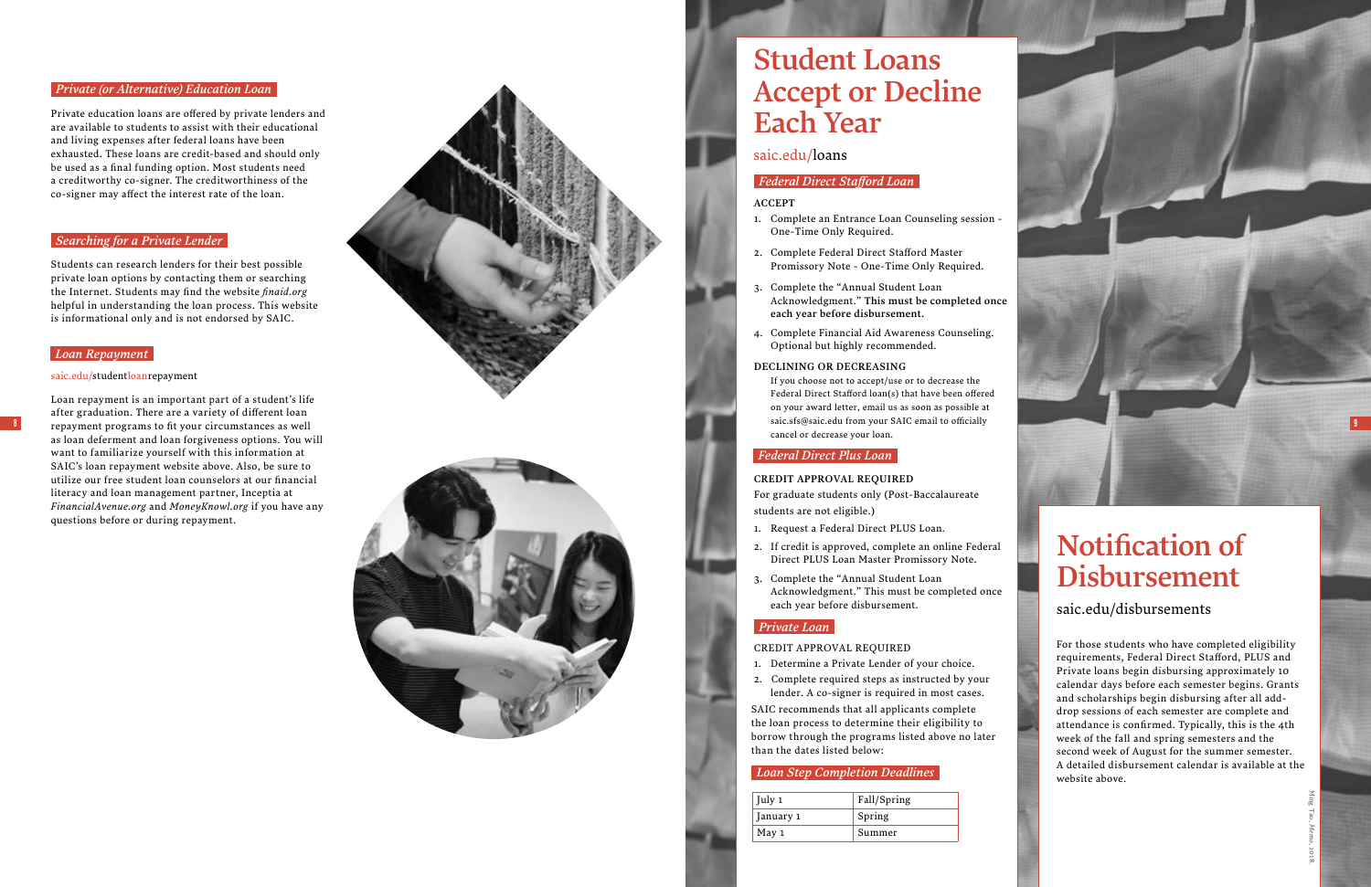### Private (or Alternative) Education Loan

Private education loans are offered by private lenders and are available to students to assist with their educational and living expenses after federal loans have been exhausted. These loans are credit-based and should only be used as a final funding option. Most students need a creditworthy co-signer. The creditworthiness of the co-signer may affect the interest rate of the loan.

### Searching for a Private Lender

Students can research lenders for their best possible private loan options by contacting them or searching the Internet. Students may find the website *finaid.org* helpful in understanding the loan process. This website is informational only and is not endorsed by SAIC.

### Loan Repayment

saic.edu/studentloanrepayment

Loan repayment is an important part of a student's life after graduation. There are a variety of different loan repayment programs to fit your circumstances as well as loan deferment and loan forgiveness options. You will want to familiarize yourself with this information at SAIC's loan repayment website above. Also, be sure to utilize our free student loan counselors at our financial literacy and loan management partner, Inceptia at *FinancialAvenue.org* and *MoneyKnowl.org* if you have any questions before or during repayment.

# Student Loans Accept or Decline Each Year

saic.edu/loans

### Federal Direct Stafford Loan

**ACCEPT**

1. Complete an Entrance Loan Counseling session - One-Time Only Required.
2. Complete Federal Direct Stafford Master Promissory Note - One-Time Only Required.
3. Complete the "Annual Student Loan Acknowledgment." **This must be completed once each year before disbursement.**
4. Complete Financial Aid Awareness Counseling. Optional but highly recommended.

**DECLINING OR DECREASING**

If you choose not to accept/use or to decrease the Federal Direct Stafford loan(s) that have been offered on your award letter, email us as soon as possible at saic.sfs@saic.edu from your SAIC email to officially cancel or decrease your loan.

### Federal Direct Plus Loan

**CREDIT APPROVAL REQUIRED**

For graduate students only (Post-Baccalaureate students are not eligible.)

1. Request a Federal Direct PLUS Loan.
2. If credit is approved, complete an online Federal Direct PLUS Loan Master Promissory Note.
3. Complete the "Annual Student Loan Acknowledgment." This must be completed once each year before disbursement.

### Private Loan

CREDIT APPROVAL REQUIRED

1. Determine a Private Lender of your choice.
2. Complete required steps as instructed by your lender. A co-signer is required in most cases.

SAIC recommends that all applicants complete the loan process to determine their eligibility to borrow through the programs listed above no later than the dates listed below:

### Loan Step Completion Deadlines

| | |
|---|---|
| July 1 | Fall/Spring |
| January 1 | Spring |
| May 1 | Summer |

# Notification of Disbursement

saic.edu/disbursements

For those students who have completed eligibility requirements, Federal Direct Stafford, PLUS and Private loans begin disbursing approximately 10 calendar days before each semester begins. Grants and scholarships begin disbursing after all add-drop sessions of each semester are complete and attendance is confirmed. Typically, this is the 4th week of the fall and spring semesters and the second week of August for the summer semester. A detailed disbursement calendar is available at the website above.

Ming Tao, *Memo*, 2018.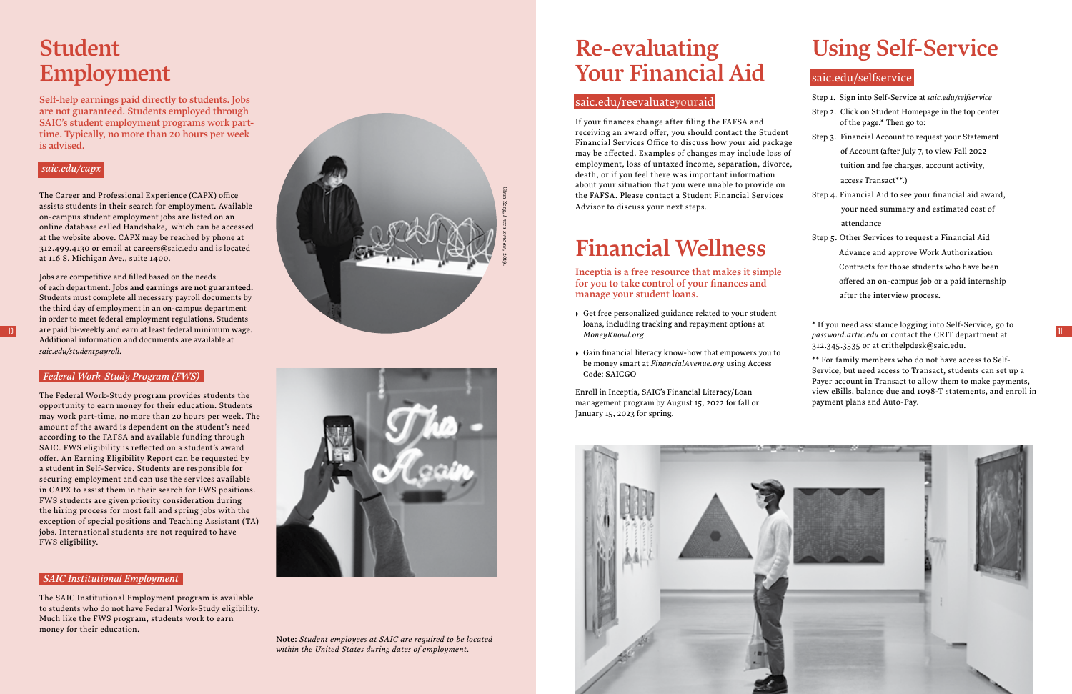# Student Employment

**Self-help earnings paid directly to students. Jobs are not guaranteed. Students employed through SAIC's student employment programs work part-time. Typically, no more than 20 hours per week is advised.**

*saic.edu/capx*

The Career and Professional Experience (CAPX) office assists students in their search for employment. Available on-campus student employment jobs are listed on an online database called Handshake, which can be accessed at the website above. CAPX may be reached by phone at 312.499.4130 or email at careers@saic.edu and is located at 116 S. Michigan Ave., suite 1400.

Jobs are competitive and filled based on the needs of each department. **Jobs and earnings are not guaranteed.** Students must complete all necessary payroll documents by the third day of employment in an on-campus department in order to meet federal employment regulations. Students are paid bi-weekly and earn at least federal minimum wage. Additional information and documents are available at *saic.edu/studentpayroll*.

*Federal Work-Study Program (FWS)*

The Federal Work-Study program provides students the opportunity to earn money for their education. Students may work part-time, no more than 20 hours per week. The amount of the award is dependent on the student's need according to the FAFSA and available funding through SAIC. FWS eligibility is reflected on a student's award offer. An Earning Eligibility Report can be requested by a student in Self-Service. Students are responsible for securing employment and can use the services available in CAPX to assist them in their search for FWS positions. FWS students are given priority consideration during the hiring process for most fall and spring jobs with the exception of special positions and Teaching Assistant (TA) jobs. International students are not required to have FWS eligibility.

*SAIC Institutional Employment*

The SAIC Institutional Employment program is available to students who do not have Federal Work-Study eligibility. Much like the FWS program, students work to earn money for their education.

*Chun Zeng, I need some air, 2019.*

**Note:** *Student employees at SAIC are required to be located within the United States during dates of employment.*

# Re-evaluating Your Financial Aid

saic.edu/reevaluateyouraid

If your finances change after filing the FAFSA and receiving an award offer, you should contact the Student Financial Services Office to discuss how your aid package may be affected. Examples of changes may include loss of employment, loss of untaxed income, separation, divorce, death, or if you feel there was important information about your situation that you were unable to provide on the FAFSA. Please contact a Student Financial Services Advisor to discuss your next steps.

# Financial Wellness

**Inceptia is a free resource that makes it simple for you to take control of your finances and manage your student loans.**

- Get free personalized guidance related to your student loans, including tracking and repayment options at *MoneyKnowl.org*
- Gain financial literacy know-how that empowers you to be money smart at *FinancialAvenue.org* using Access Code: **SAICGO**

Enroll in Inceptia, SAIC's Financial Literacy/Loan management program by August 15, 2022 for fall or January 15, 2023 for spring.

# Using Self-Service

saic.edu/selfservice

Step 1. Sign into Self-Service at *saic.edu/selfservice*

Step 2. Click on Student Homepage in the top center of the page.* Then go to:

Step 3. Financial Account to request your Statement of Account (after July 7, to view Fall 2022 tuition and fee charges, account activity, access Transact**.)

Step 4. Financial Aid to see your financial aid award, your need summary and estimated cost of attendance

Step 5. Other Services to request a Financial Aid Advance and approve Work Authorization Contracts for those students who have been offered an on-campus job or a paid internship after the interview process.

* If you need assistance logging into Self-Service, go to *password.artic.edu* or contact the CRIT department at 312.345.3535 or at crithelpdesk@saic.edu.

** For family members who do not have access to Self-Service, but need access to Transact, students can set up a Payer account in Transact to allow them to make payments, view eBills, balance due and 1098-T statements, and enroll in payment plans and Auto-Pay.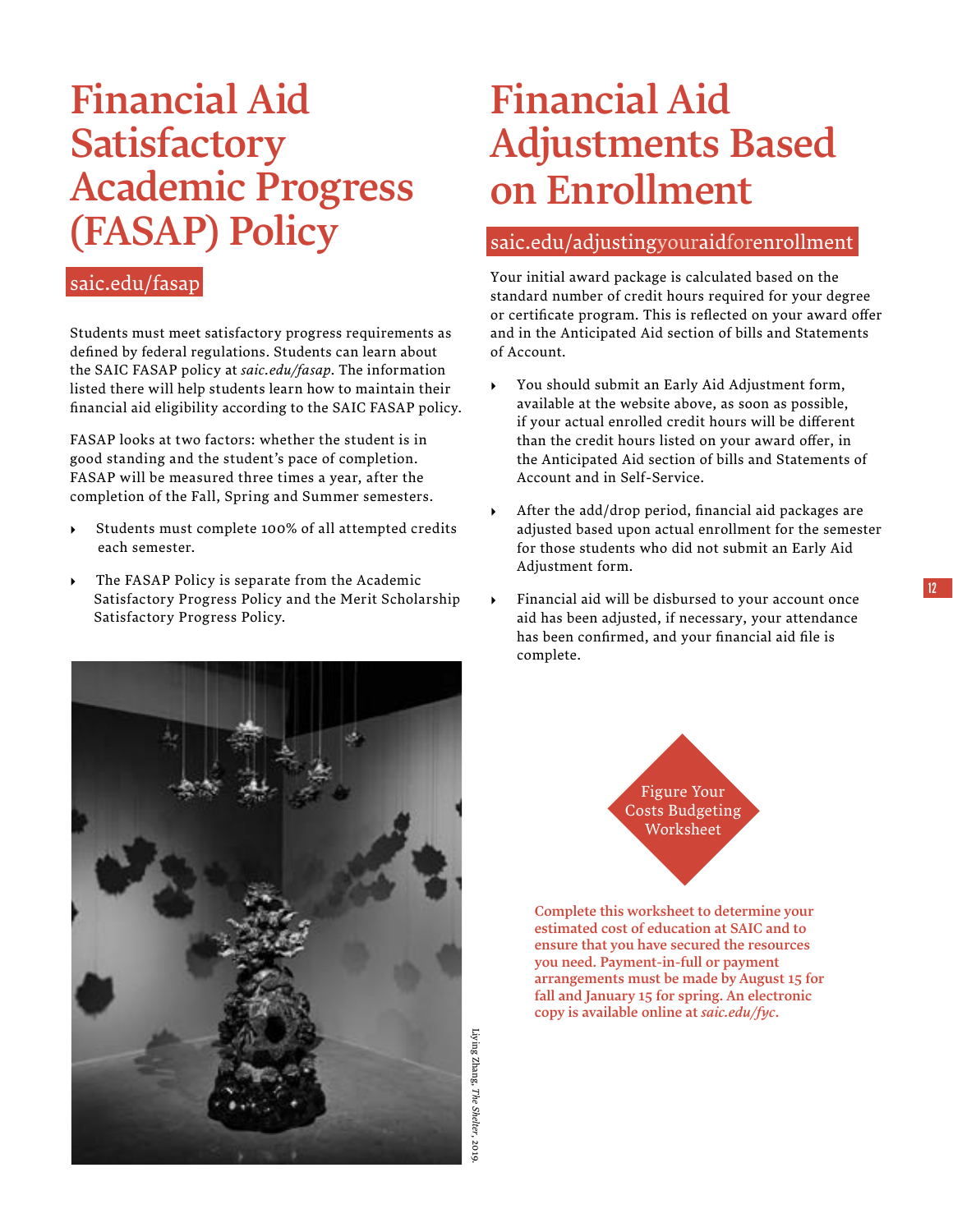# Financial Aid Satisfactory Academic Progress (FASAP) Policy

saic.edu/fasap

Students must meet satisfactory progress requirements as defined by federal regulations. Students can learn about the SAIC FASAP policy at *saic.edu/fasap*. The information listed there will help students learn how to maintain their financial aid eligibility according to the SAIC FASAP policy.

FASAP looks at two factors: whether the student is in good standing and the student's pace of completion. FASAP will be measured three times a year, after the completion of the Fall, Spring and Summer semesters.

- Students must complete 100% of all attempted credits each semester.
- The FASAP Policy is separate from the Academic Satisfactory Progress Policy and the Merit Scholarship Satisfactory Progress Policy.

Liying Zhang, *The Shelter*, 2019.

# Financial Aid Adjustments Based on Enrollment

saic.edu/adjustingyouraidforenrollment

Your initial award package is calculated based on the standard number of credit hours required for your degree or certificate program. This is reflected on your award offer and in the Anticipated Aid section of bills and Statements of Account.

- You should submit an Early Aid Adjustment form, available at the website above, as soon as possible, if your actual enrolled credit hours will be different than the credit hours listed on your award offer, in the Anticipated Aid section of bills and Statements of Account and in Self-Service.
- After the add/drop period, financial aid packages are adjusted based upon actual enrollment for the semester for those students who did not submit an Early Aid Adjustment form.
- Financial aid will be disbursed to your account once aid has been adjusted, if necessary, your attendance has been confirmed, and your financial aid file is complete.

Figure Your Costs Budgeting Worksheet

**Complete this worksheet to determine your estimated cost of education at SAIC and to ensure that you have secured the resources you need. Payment-in-full or payment arrangements must be made by August 15 for fall and January 15 for spring. An electronic copy is available online at *saic.edu/fyc*.**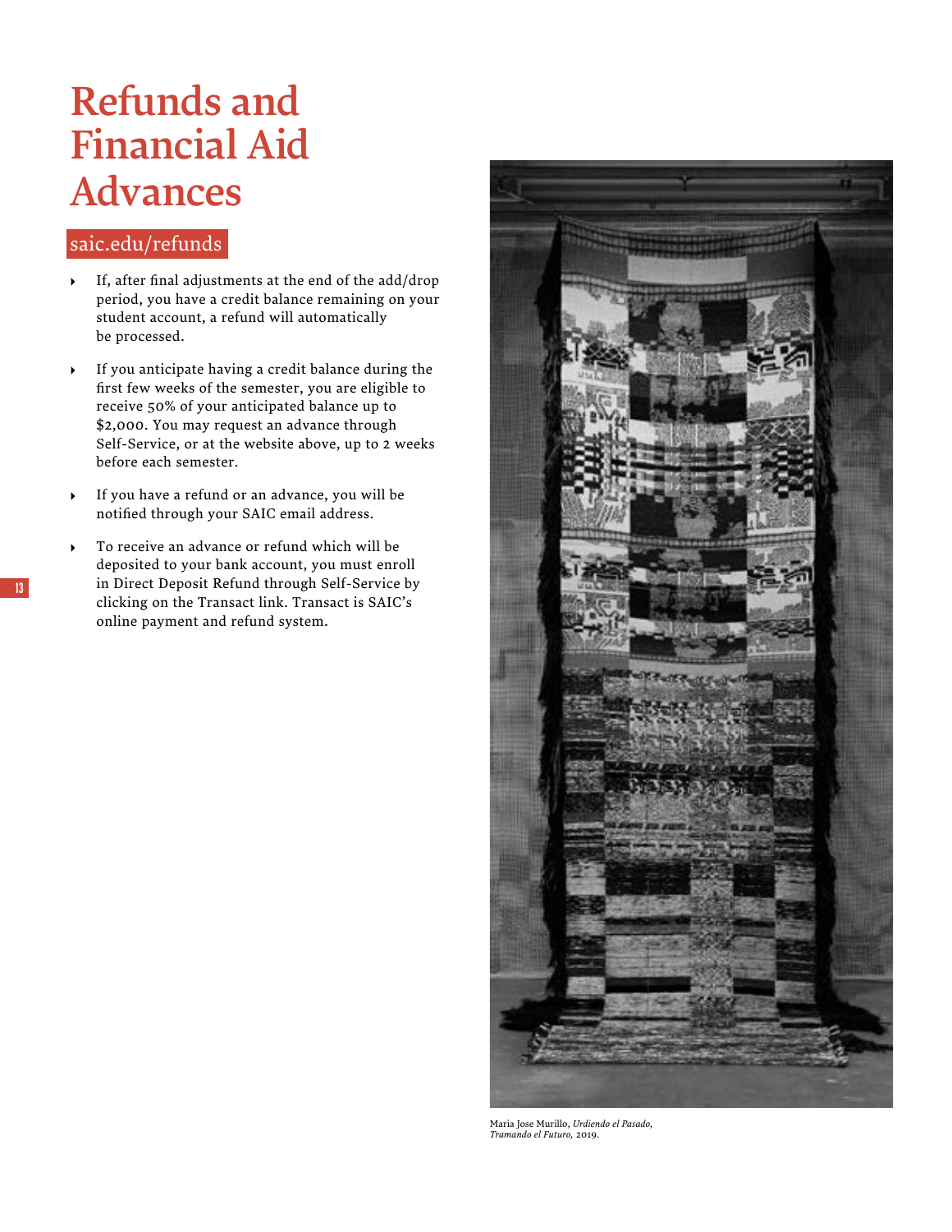# Refunds and Financial Aid Advances

saic.edu/refunds

- If, after final adjustments at the end of the add/drop period, you have a credit balance remaining on your student account, a refund will automatically be processed.
- If you anticipate having a credit balance during the first few weeks of the semester, you are eligible to receive 50% of your anticipated balance up to $2,000. You may request an advance through Self-Service, or at the website above, up to 2 weeks before each semester.
- If you have a refund or an advance, you will be notified through your SAIC email address.
- To receive an advance or refund which will be deposited to your bank account, you must enroll in Direct Deposit Refund through Self-Service by clicking on the Transact link. Transact is SAIC's online payment and refund system.

Maria Jose Murillo, *Urdiendo el Pasado, Tramando el Futuro,* 2019.